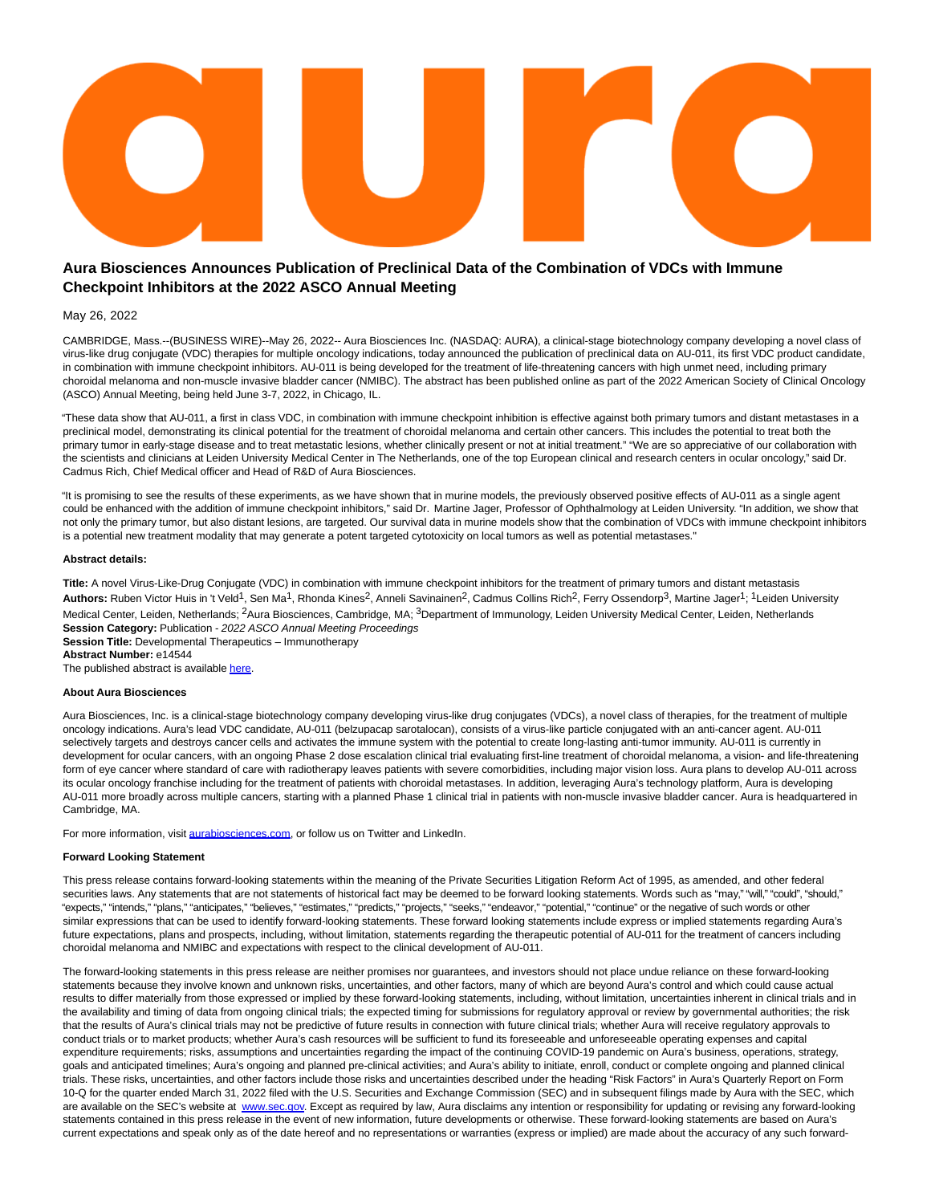# Aura Biosciences Announces Publication of Preclinical Data of the Combination of VDCs with Immune Checkpoint Inhibitors at the 2022 ASCO Annual Meeting

May 26, 2022

CAMBRIDGE, Mass.--(BUSINESS WIRE)--May 26, 2022-- Aura Biosciences Inc. (NASDAQ: AURA), a clinical-stage biotechnology company developing a novel class of virus-like drug conjugate (VDC) therapies for multiple oncology indications, today announced the publication of preclinical data on AU-011, its first VDC product candidate, in combination with immune checkpoint inhibitors. AU-011 is being developed for the treatment of life-threatening cancers with high unmet need, including primary choroidal melanoma and non-muscle invasive bladder cancer (NMIBC). The abstract has been published online as part of the 2022 American Society of Clinical Oncology (ASCO) Annual Meeting, being held June 3-7, 2022, in Chicago, IL.

"These data show that AU-011, a first in class VDC, in combination with immune checkpoint inhibition is effective against both primary tumors and distant metastases in a preclinical model, demonstrating its clinical potential for the treatment of choroidal melanoma and certain other cancers. This includes the potential to treat both the primary tumor in early-stage disease and to treat metastatic lesions, whether clinically present or not at initial treatment." "We are so appreciative of our collaboration with the scientists and clinicians at Leiden University Medical Center in The Netherlands, one of the top European clinical and research centers in ocular oncology," said Dr. Cadmus Rich, Chief Medical officer and Head of R&D of Aura Biosciences.

"It is promising to see the results of these experiments, as we have shown that in murine models, the previously observed positive effects of AU-011 as a single agent could be enhanced with the addition of immune checkpoint inhibitors," said Dr. Martine Jager, Professor of Ophthalmology at Leiden University. "In addition, we show that not only the primary tumor, but also distant lesions, are targeted. Our survival data in murine models show that the combination of VDCs with immune checkpoint inhibitors is a potential new treatment modality that may generate a potent targeted cytotoxicity on local tumors as well as potential metastases."

**Abstract details:**

**Title:** A novel Virus-Like-Drug Conjugate (VDC) in combination with immune checkpoint inhibitors for the treatment of primary tumors and distant metastasis
**Authors:** Ruben Victor Huis in 't Veld[1], Sen Ma[1], Rhonda Kines[2], Anneli Savinainen[2], Cadmus Collins Rich[2], Ferry Ossendorp[3], Martine Jager[1]; [1]Leiden University Medical Center, Leiden, Netherlands; [2]Aura Biosciences, Cambridge, MA; [3]Department of Immunology, Leiden University Medical Center, Leiden, Netherlands
**Session Category:** Publication - *2022 ASCO Annual Meeting Proceedings*
**Session Title:** Developmental Therapeutics – Immunotherapy
**Abstract Number:** e14544
The published abstract is available here.

**About Aura Biosciences**

Aura Biosciences, Inc. is a clinical-stage biotechnology company developing virus-like drug conjugates (VDCs), a novel class of therapies, for the treatment of multiple oncology indications. Aura's lead VDC candidate, AU-011 (belzupacap sarotalocan), consists of a virus-like particle conjugated with an anti-cancer agent. AU-011 selectively targets and destroys cancer cells and activates the immune system with the potential to create long-lasting anti-tumor immunity. AU-011 is currently in development for ocular cancers, with an ongoing Phase 2 dose escalation clinical trial evaluating first-line treatment of choroidal melanoma, a vision- and life-threatening form of eye cancer where standard of care with radiotherapy leaves patients with severe comorbidities, including major vision loss. Aura plans to develop AU-011 across its ocular oncology franchise including for the treatment of patients with choroidal metastases. In addition, leveraging Aura's technology platform, Aura is developing AU-011 more broadly across multiple cancers, starting with a planned Phase 1 clinical trial in patients with non-muscle invasive bladder cancer. Aura is headquartered in Cambridge, MA.

For more information, visit aurabiosciences.com, or follow us on Twitter and LinkedIn.

**Forward Looking Statement**

This press release contains forward-looking statements within the meaning of the Private Securities Litigation Reform Act of 1995, as amended, and other federal securities laws. Any statements that are not statements of historical fact may be deemed to be forward looking statements. Words such as "may," "will," "could", "should," "expects," "intends," "plans," "anticipates," "believes," "estimates," "predicts," "projects," "seeks," "endeavor," "potential," "continue" or the negative of such words or other similar expressions that can be used to identify forward-looking statements. These forward looking statements include express or implied statements regarding Aura's future expectations, plans and prospects, including, without limitation, statements regarding the therapeutic potential of AU-011 for the treatment of cancers including choroidal melanoma and NMIBC and expectations with respect to the clinical development of AU-011.

The forward-looking statements in this press release are neither promises nor guarantees, and investors should not place undue reliance on these forward-looking statements because they involve known and unknown risks, uncertainties, and other factors, many of which are beyond Aura's control and which could cause actual results to differ materially from those expressed or implied by these forward-looking statements, including, without limitation, uncertainties inherent in clinical trials and in the availability and timing of data from ongoing clinical trials; the expected timing for submissions for regulatory approval or review by governmental authorities; the risk that the results of Aura's clinical trials may not be predictive of future results in connection with future clinical trials; whether Aura will receive regulatory approvals to conduct trials or to market products; whether Aura's cash resources will be sufficient to fund its foreseeable and unforeseeable operating expenses and capital expenditure requirements; risks, assumptions and uncertainties regarding the impact of the continuing COVID-19 pandemic on Aura's business, operations, strategy, goals and anticipated timelines; Aura's ongoing and planned pre-clinical activities; and Aura's ability to initiate, enroll, conduct or complete ongoing and planned clinical trials. These risks, uncertainties, and other factors include those risks and uncertainties described under the heading "Risk Factors" in Aura's Quarterly Report on Form 10-Q for the quarter ended March 31, 2022 filed with the U.S. Securities and Exchange Commission (SEC) and in subsequent filings made by Aura with the SEC, which are available on the SEC's website at www.sec.gov. Except as required by law, Aura disclaims any intention or responsibility for updating or revising any forward-looking statements contained in this press release in the event of new information, future developments or otherwise. These forward-looking statements are based on Aura's current expectations and speak only as of the date hereof and no representations or warranties (express or implied) are made about the accuracy of any such forward-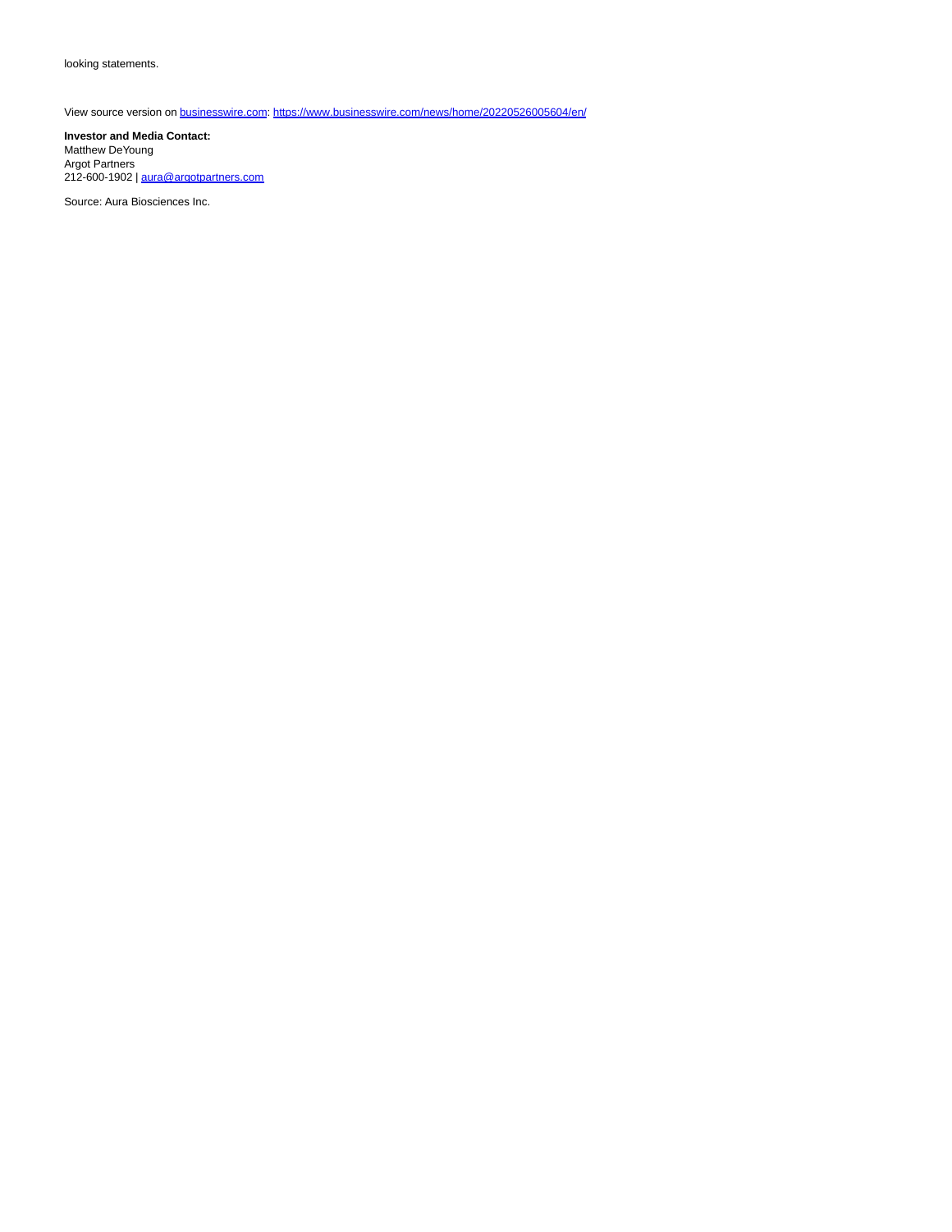looking statements.

View source version on businesswire.com: https://www.businesswire.com/news/home/20220526005604/en/

**Investor and Media Contact:**
Matthew DeYoung
Argot Partners
212-600-1902 | aura@argotpartners.com

Source: Aura Biosciences Inc.